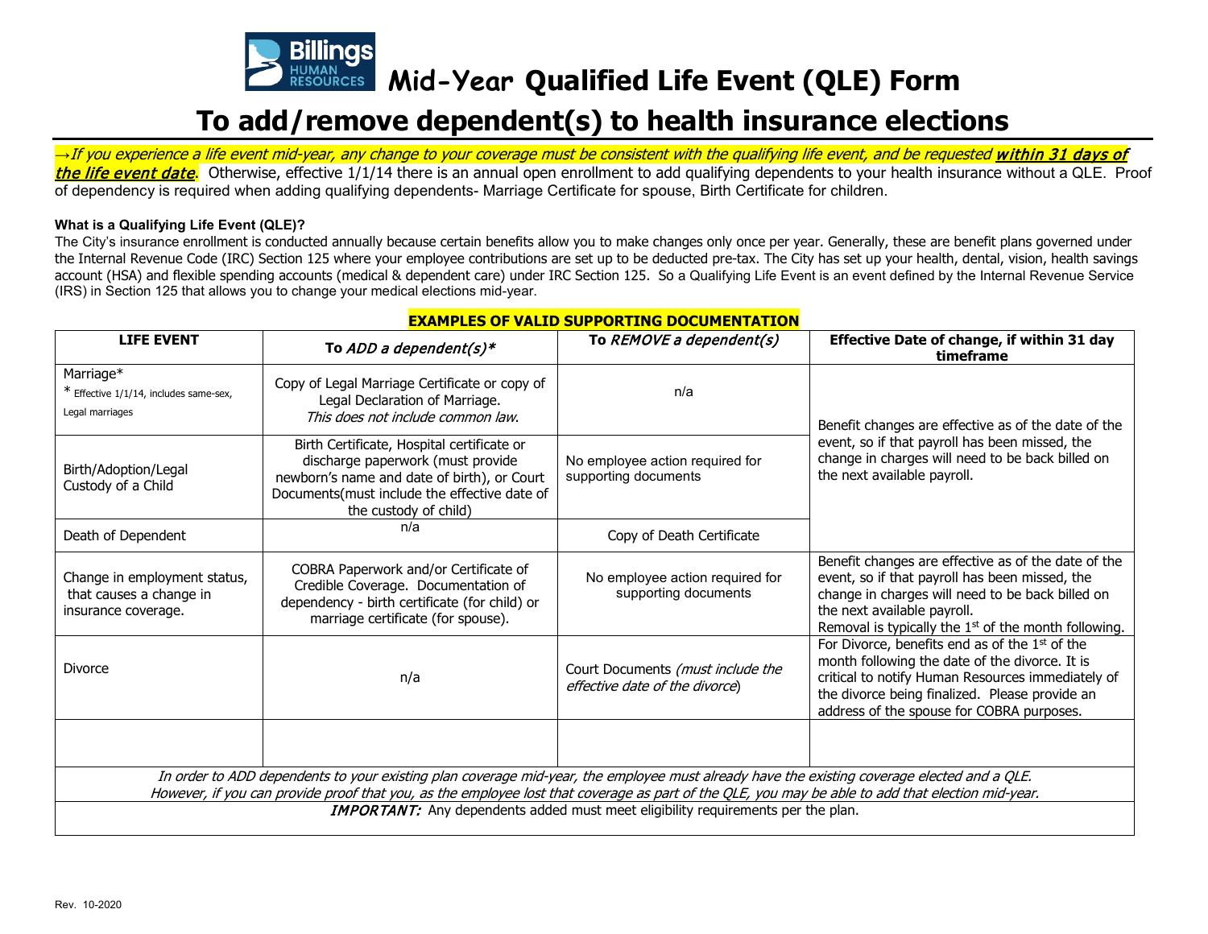# Mid-Year Qualified Life Event (QLE) Form

## To add/remove dependent(s) to health insurance elections

→*If you experience a life event mid-year, any change to your coverage must be consistent with the qualifying life event, and be requested **within 31 days of the life event date**.* Otherwise, effective 1/1/14 there is an annual open enrollment to add qualifying dependents to your health insurance without a QLE. Proof of dependency is required when adding qualifying dependents- Marriage Certificate for spouse, Birth Certificate for children.

**What is a Qualifying Life Event (QLE)?**

The City's insurance enrollment is conducted annually because certain benefits allow you to make changes only once per year. Generally, these are benefit plans governed under the Internal Revenue Code (IRC) Section 125 where your employee contributions are set up to be deducted pre-tax. The City has set up your health, dental, vision, health savings account (HSA) and flexible spending accounts (medical & dependent care) under IRC Section 125. So a Qualifying Life Event is an event defined by the Internal Revenue Service (IRS) in Section 125 that allows you to change your medical elections mid-year.

**EXAMPLES OF VALID SUPPORTING DOCUMENTATION**

| LIFE EVENT | To *ADD a dependent(s)** | To *REMOVE a dependent(s)* | Effective Date of change, if within 31 day timeframe |
|---|---|---|---|
| Marriage* <br> * Effective 1/1/14, includes same-sex, Legal marriages | Copy of Legal Marriage Certificate or copy of Legal Declaration of Marriage. *This does not include common law.* | n/a | Benefit changes are effective as of the date of the event, so if that payroll has been missed, the change in charges will need to be back billed on the next available payroll. |
| Birth/Adoption/Legal Custody of a Child | Birth Certificate, Hospital certificate or discharge paperwork (must provide newborn's name and date of birth), or Court Documents(must include the effective date of the custody of child) | No employee action required for supporting documents | |
| Death of Dependent | n/a | Copy of Death Certificate | |
| Change in employment status, that causes a change in insurance coverage. | COBRA Paperwork and/or Certificate of Credible Coverage. Documentation of dependency - birth certificate (for child) or marriage certificate (for spouse). | No employee action required for supporting documents | Benefit changes are effective as of the date of the event, so if that payroll has been missed, the change in charges will need to be back billed on the next available payroll. Removal is typically the 1st of the month following. |
| Divorce | n/a | Court Documents *(must include the effective date of the divorce*) | For Divorce, benefits end as of the 1st of the month following the date of the divorce. It is critical to notify Human Resources immediately of the divorce being finalized. Please provide an address of the spouse for COBRA purposes. |
| | | | |

*In order to ADD dependents to your existing plan coverage mid-year, the employee must already have the existing coverage elected and a QLE. However, if you can provide proof that you, as the employee lost that coverage as part of the QLE, you may be able to add that election mid-year.*

***IMPORTANT:*** Any dependents added must meet eligibility requirements per the plan.

Rev. 10-2020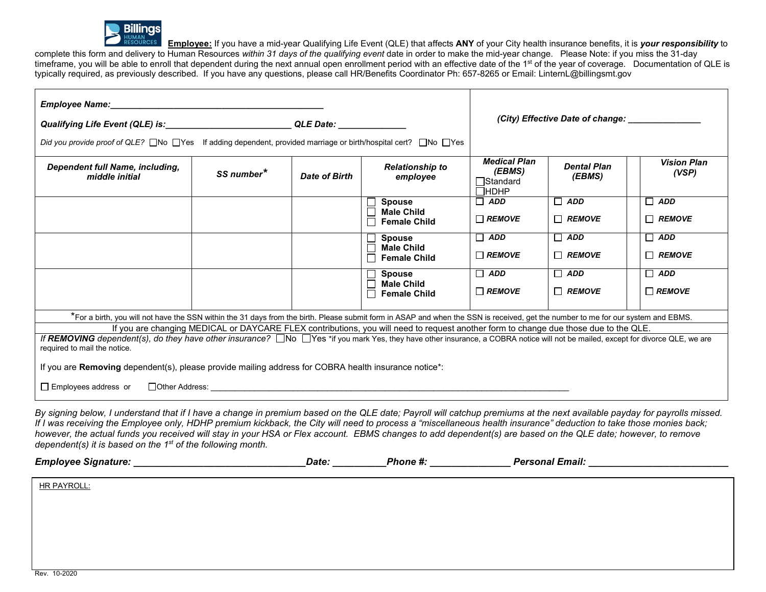**Employee:** If you have a mid-year Qualifying Life Event (QLE) that affects **ANY** of your City health insurance benefits, it is ***your responsibility*** to complete this form and delivery to Human Resources *within 31 days of the qualifying event* date in order to make the mid-year change. Please Note: if you miss the 31-day timeframe, you will be able to enroll that dependent during the next annual open enrollment period with an effective date of the 1st of the year of coverage. Documentation of QLE is typically required, as previously described. If you have any questions, please call HR/Benefits Coordinator Ph: 657-8265 or Email: LinternL@billingsmt.gov

***Employee Name:*** ___________________________________________

***Qualifying Life Event (QLE) is:*** _________________________ ***QLE Date:*** ______________

*Did you provide proof of QLE?* ☐No ☐Yes If adding dependent, provided marriage or birth/hospital cert? ☐No ☐Yes

***(City) Effective Date of change:*** _______________

| *Dependent full Name, including, middle initial* | *SS number\** | *Date of Birth* | *Relationship to employee* | *Medical Plan (EBMS)* ☐Standard ☐HDHP | *Dental Plan (EBMS)* | *Vision Plan (VSP)* |
|---|---|---|---|---|---|---|
| | | | ☐ **Spouse** ☐ **Male Child** ☐ **Female Child** | ☐ ***ADD*** ☐ ***REMOVE*** | ☐ ***ADD*** ☐ ***REMOVE*** | ☐ ***ADD*** ☐ ***REMOVE*** |
| | | | ☐ **Spouse** ☐ **Male Child** ☐ **Female Child** | ☐ ***ADD*** ☐ ***REMOVE*** | ☐ ***ADD*** ☐ ***REMOVE*** | ☐ ***ADD*** ☐ ***REMOVE*** |
| | | | ☐ **Spouse** ☐ **Male Child** ☐ **Female Child** | ☐ ***ADD*** ☐ ***REMOVE*** | ☐ ***ADD*** ☐ ***REMOVE*** | ☐ ***ADD*** ☐ ***REMOVE*** |

*For a birth, you will not have the SSN within the 31 days from the birth. Please submit form in ASAP and when the SSN is received, get the number to me for our system and EBMS.

If you are changing MEDICAL or DAYCARE FLEX contributions, you will need to request another form to change due those due to the QLE.

*If **REMOVING** dependent(s), do they have other insurance?* ☐No ☐Yes *if you mark Yes, they have other insurance, a COBRA notice will not be mailed, except for divorce QLE, we are required to mail the notice.

If you are **Removing** dependent(s), please provide mailing address for COBRA health insurance notice*:

☐ Employees address or ☐Other Address: ________________________________________________________________________________

*By signing below, I understand that if I have a change in premium based on the QLE date; Payroll will catchup premiums at the next available payday for payrolls missed. If I was receiving the Employee only, HDHP premium kickback, the City will need to process a "miscellaneous health insurance" deduction to take those monies back; however, the actual funds you received will stay in your HSA or Flex account. EBMS changes to add dependent(s) are based on the QLE date; however, to remove dependent(s) it is based on the 1st of the following month.*

***Employee Signature:*** ________________________________ ***Date:*** __________ ***Phone #:*** _______________ ***Personal Email:*** __________________________

HR PAYROLL:

Rev. 10-2020